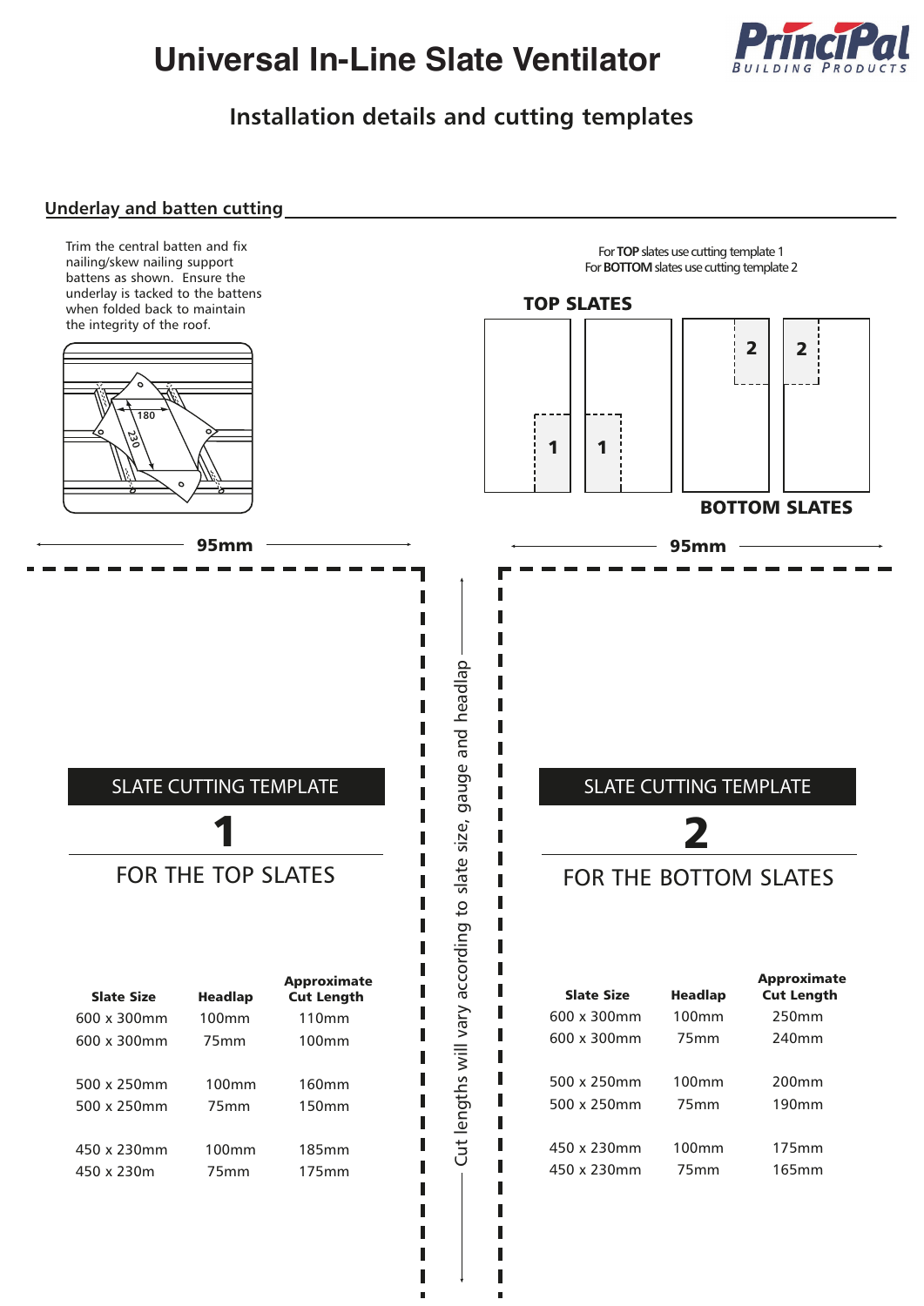# Universal In-Line Slate Ventilator

PrinciPal BUILDING PRODUCTS

## Installation details and cutting templates

### Underlay and batten cutting

Trim the central batten and fix nailing/skew nailing support battens as shown. Ensure the underlay is tacked to the battens when folded back to maintain the integrity of the roof.

180

230

For **TOP** slates use cutting template 1
For **BOTTOM** slates use cutting template 2

**TOP SLATES**

1 1 2 2

**BOTTOM SLATES**

95mm

95mm

Cut lengths will vary according to slate size, gauge and headlap

## SLATE CUTTING TEMPLATE 1

FOR THE TOP SLATES

| Slate Size | Headlap | Approximate Cut Length |
|---|---|---|
| 600 x 300mm | 100mm | 110mm |
| 600 x 300mm | 75mm | 100mm |
| 500 x 250mm | 100mm | 160mm |
| 500 x 250mm | 75mm | 150mm |
| 450 x 230mm | 100mm | 185mm |
| 450 x 230m | 75mm | 175mm |

## SLATE CUTTING TEMPLATE 2

FOR THE BOTTOM SLATES

| Slate Size | Headlap | Approximate Cut Length |
|---|---|---|
| 600 x 300mm | 100mm | 250mm |
| 600 x 300mm | 75mm | 240mm |
| 500 x 250mm | 100mm | 200mm |
| 500 x 250mm | 75mm | 190mm |
| 450 x 230mm | 100mm | 175mm |
| 450 x 230mm | 75mm | 165mm |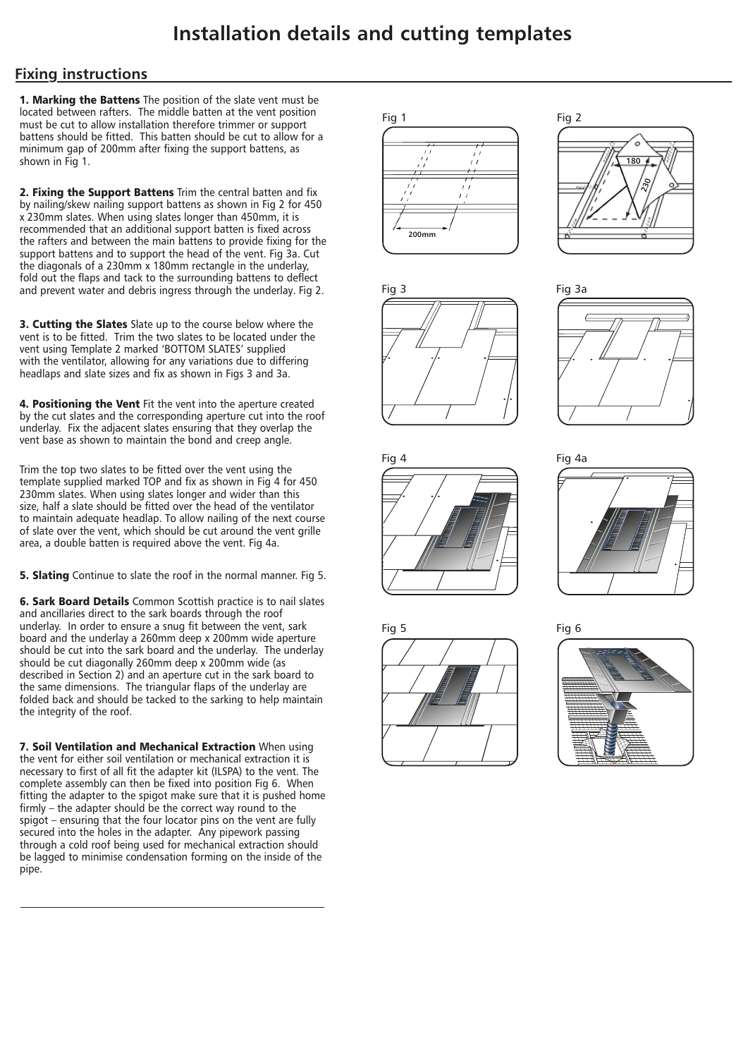# Installation details and cutting templates

## Fixing instructions

**1. Marking the Battens** The position of the slate vent must be located between rafters. The middle batten at the vent position must be cut to allow installation therefore trimmer or support battens should be fitted. This batten should be cut to allow for a minimum gap of 200mm after fixing the support battens, as shown in Fig 1.

**2. Fixing the Support Battens** Trim the central batten and fix by nailing/skew nailing support battens as shown in Fig 2 for 450 x 230mm slates. When using slates longer than 450mm, it is recommended that an additional support batten is fixed across the rafters and between the main battens to provide fixing for the support battens and to support the head of the vent. Fig 3a. Cut the diagonals of a 230mm x 180mm rectangle in the underlay, fold out the flaps and tack to the surrounding battens to deflect and prevent water and debris ingress through the underlay. Fig 2.

**3. Cutting the Slates** Slate up to the course below where the vent is to be fitted. Trim the two slates to be located under the vent using Template 2 marked 'BOTTOM SLATES' supplied with the ventilator, allowing for any variations due to differing headlaps and slate sizes and fix as shown in Figs 3 and 3a.

**4. Positioning the Vent** Fit the vent into the aperture created by the cut slates and the corresponding aperture cut into the roof underlay. Fix the adjacent slates ensuring that they overlap the vent base as shown to maintain the bond and creep angle.

Trim the top two slates to be fitted over the vent using the template supplied marked TOP and fix as shown in Fig 4 for 450 230mm slates. When using slates longer and wider than this size, half a slate should be fitted over the head of the ventilator to maintain adequate headlap. To allow nailing of the next course of slate over the vent, which should be cut around the vent grille area, a double batten is required above the vent. Fig 4a.

**5. Slating** Continue to slate the roof in the normal manner. Fig 5.

**6. Sark Board Details** Common Scottish practice is to nail slates and ancillaries direct to the sark boards through the roof underlay. In order to ensure a snug fit between the vent, sark board and the underlay a 260mm deep x 200mm wide aperture should be cut into the sark board and the underlay. The underlay should be cut diagonally 260mm deep x 200mm wide (as described in Section 2) and an aperture cut in the sark board to the same dimensions. The triangular flaps of the underlay are folded back and should be tacked to the sarking to help maintain the integrity of the roof.

**7. Soil Ventilation and Mechanical Extraction** When using the vent for either soil ventilation or mechanical extraction it is necessary to first of all fit the adapter kit (ILSPA) to the vent. The complete assembly can then be fixed into position Fig 6. When fitting the adapter to the spigot make sure that it is pushed home firmly – the adapter should be the correct way round to the spigot – ensuring that the four locator pins on the vent are fully secured into the holes in the adapter. Any pipework passing through a cold roof being used for mechanical extraction should be lagged to minimise condensation forming on the inside of the pipe.

Fig 1

200mm

Fig 2

180

230

Fig 3

Fig 3a

Fig 4

Fig 4a

Fig 5

Fig 6